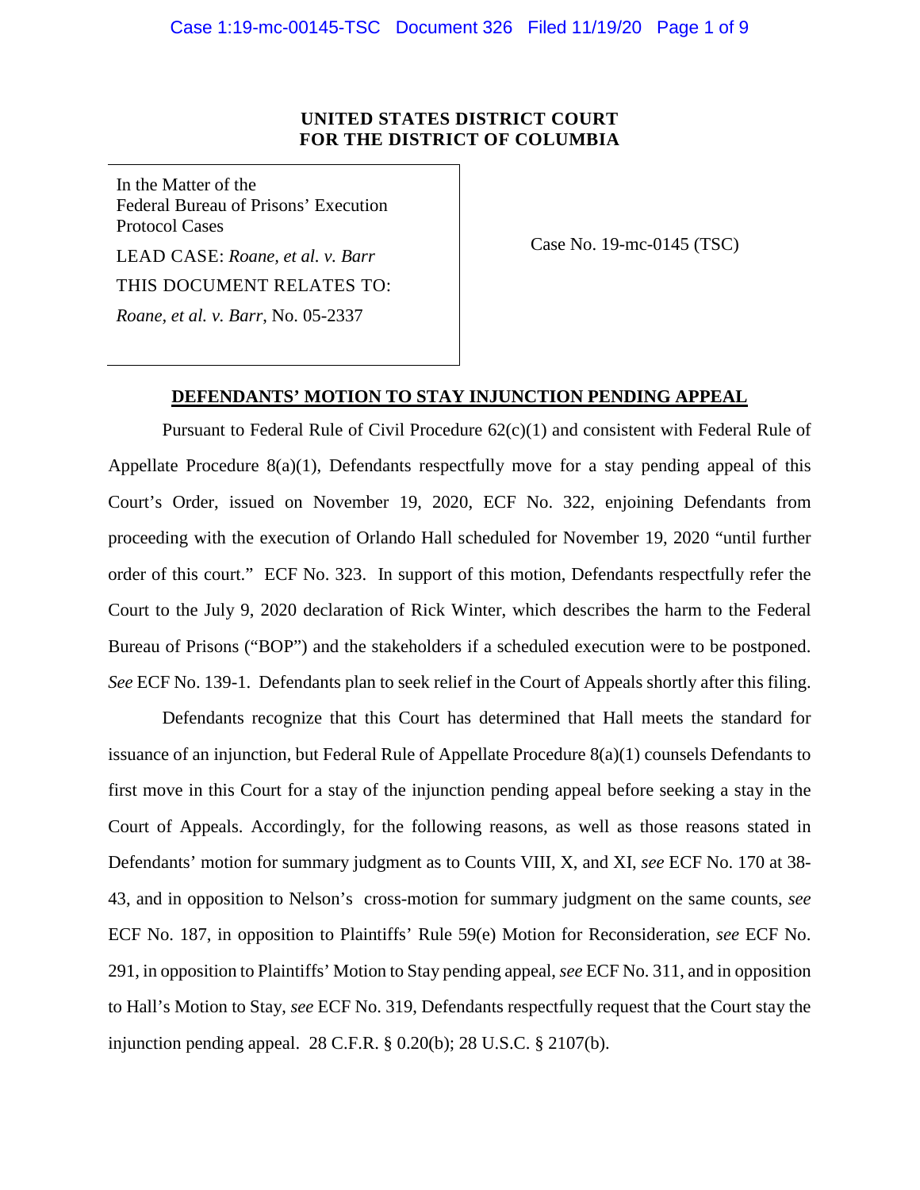**UNITED STATES DISTRICT COURT**
**FOR THE DISTRICT OF COLUMBIA**

In the Matter of the
Federal Bureau of Prisons' Execution
Protocol Cases

LEAD CASE: *Roane, et al. v. Barr*

THIS DOCUMENT RELATES TO:

*Roane, et al. v. Barr*, No. 05-2337

Case No. 19-mc-0145 (TSC)

**DEFENDANTS' MOTION TO STAY INJUNCTION PENDING APPEAL**

Pursuant to Federal Rule of Civil Procedure 62(c)(1) and consistent with Federal Rule of Appellate Procedure 8(a)(1), Defendants respectfully move for a stay pending appeal of this Court's Order, issued on November 19, 2020, ECF No. 322, enjoining Defendants from proceeding with the execution of Orlando Hall scheduled for November 19, 2020 "until further order of this court." ECF No. 323. In support of this motion, Defendants respectfully refer the Court to the July 9, 2020 declaration of Rick Winter, which describes the harm to the Federal Bureau of Prisons ("BOP") and the stakeholders if a scheduled execution were to be postponed. *See* ECF No. 139-1. Defendants plan to seek relief in the Court of Appeals shortly after this filing.

Defendants recognize that this Court has determined that Hall meets the standard for issuance of an injunction, but Federal Rule of Appellate Procedure 8(a)(1) counsels Defendants to first move in this Court for a stay of the injunction pending appeal before seeking a stay in the Court of Appeals. Accordingly, for the following reasons, as well as those reasons stated in Defendants' motion for summary judgment as to Counts VIII, X, and XI, *see* ECF No. 170 at 38-43, and in opposition to Nelson's cross-motion for summary judgment on the same counts, *see* ECF No. 187, in opposition to Plaintiffs' Rule 59(e) Motion for Reconsideration, *see* ECF No. 291, in opposition to Plaintiffs' Motion to Stay pending appeal, *see* ECF No. 311, and in opposition to Hall's Motion to Stay, *see* ECF No. 319, Defendants respectfully request that the Court stay the injunction pending appeal. 28 C.F.R. § 0.20(b); 28 U.S.C. § 2107(b).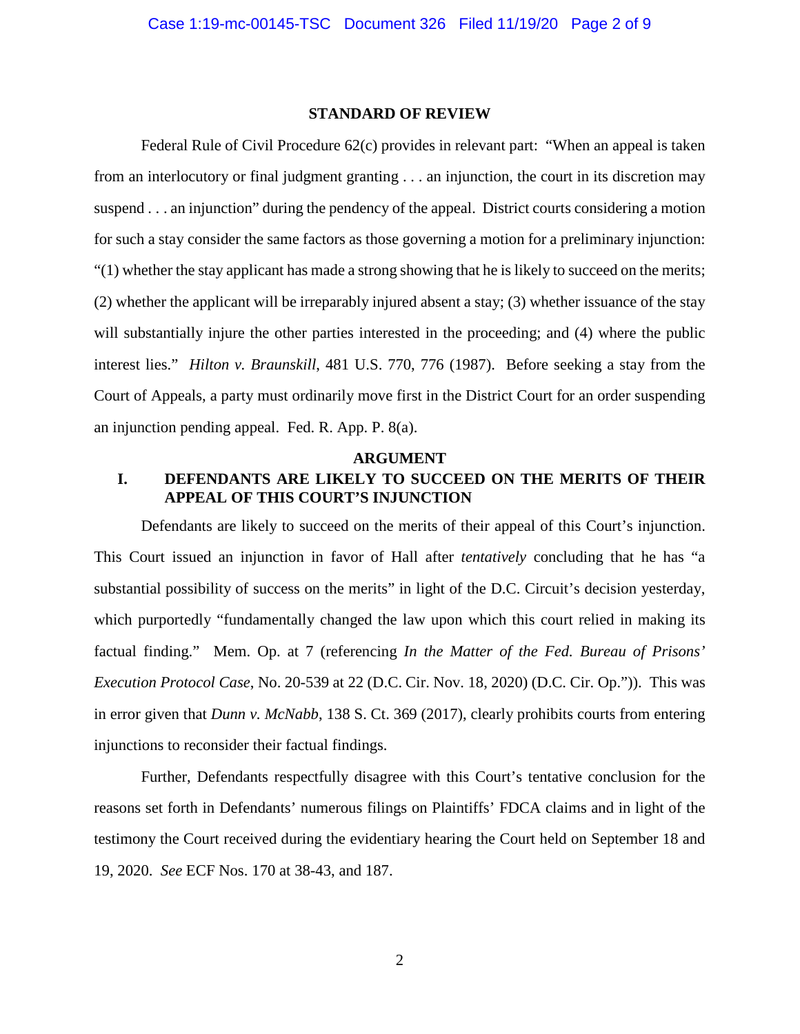## STANDARD OF REVIEW

Federal Rule of Civil Procedure 62(c) provides in relevant part: "When an appeal is taken from an interlocutory or final judgment granting . . . an injunction, the court in its discretion may suspend . . . an injunction" during the pendency of the appeal. District courts considering a motion for such a stay consider the same factors as those governing a motion for a preliminary injunction: "(1) whether the stay applicant has made a strong showing that he is likely to succeed on the merits; (2) whether the applicant will be irreparably injured absent a stay; (3) whether issuance of the stay will substantially injure the other parties interested in the proceeding; and (4) where the public interest lies." *Hilton v. Braunskill*, 481 U.S. 770, 776 (1987). Before seeking a stay from the Court of Appeals, a party must ordinarily move first in the District Court for an order suspending an injunction pending appeal. Fed. R. App. P. 8(a).

## ARGUMENT

### I. DEFENDANTS ARE LIKELY TO SUCCEED ON THE MERITS OF THEIR APPEAL OF THIS COURT'S INJUNCTION

Defendants are likely to succeed on the merits of their appeal of this Court's injunction. This Court issued an injunction in favor of Hall after *tentatively* concluding that he has "a substantial possibility of success on the merits" in light of the D.C. Circuit's decision yesterday, which purportedly "fundamentally changed the law upon which this court relied in making its factual finding." Mem. Op. at 7 (referencing *In the Matter of the Fed. Bureau of Prisons' Execution Protocol Case*, No. 20-539 at 22 (D.C. Cir. Nov. 18, 2020) (D.C. Cir. Op.")). This was in error given that *Dunn v. McNabb*, 138 S. Ct. 369 (2017), clearly prohibits courts from entering injunctions to reconsider their factual findings.

Further, Defendants respectfully disagree with this Court's tentative conclusion for the reasons set forth in Defendants' numerous filings on Plaintiffs' FDCA claims and in light of the testimony the Court received during the evidentiary hearing the Court held on September 18 and 19, 2020. *See* ECF Nos. 170 at 38-43, and 187.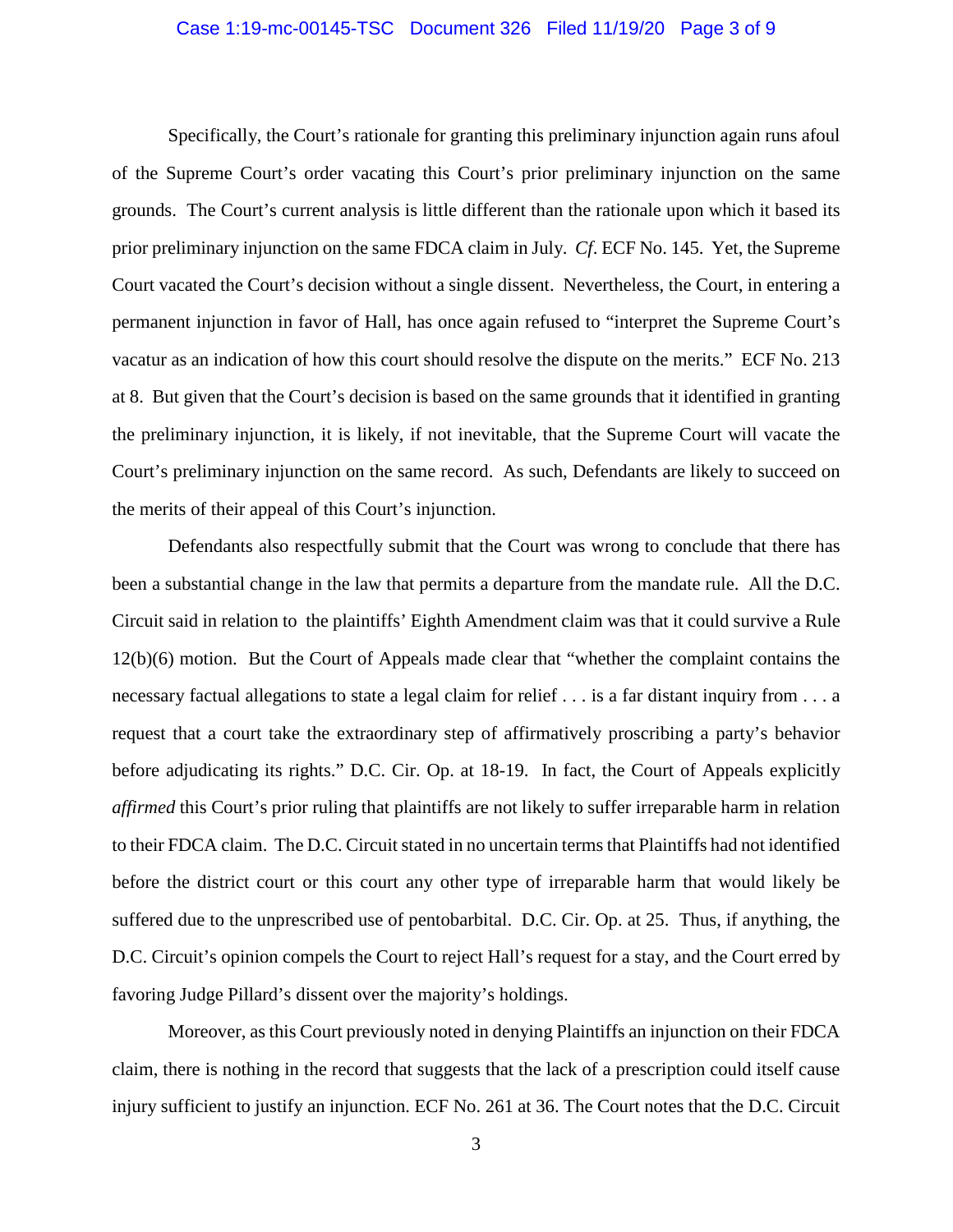Specifically, the Court's rationale for granting this preliminary injunction again runs afoul of the Supreme Court's order vacating this Court's prior preliminary injunction on the same grounds. The Court's current analysis is little different than the rationale upon which it based its prior preliminary injunction on the same FDCA claim in July. *Cf*. ECF No. 145. Yet, the Supreme Court vacated the Court's decision without a single dissent. Nevertheless, the Court, in entering a permanent injunction in favor of Hall, has once again refused to "interpret the Supreme Court's vacatur as an indication of how this court should resolve the dispute on the merits." ECF No. 213 at 8. But given that the Court's decision is based on the same grounds that it identified in granting the preliminary injunction, it is likely, if not inevitable, that the Supreme Court will vacate the Court's preliminary injunction on the same record. As such, Defendants are likely to succeed on the merits of their appeal of this Court's injunction.

Defendants also respectfully submit that the Court was wrong to conclude that there has been a substantial change in the law that permits a departure from the mandate rule. All the D.C. Circuit said in relation to the plaintiffs' Eighth Amendment claim was that it could survive a Rule 12(b)(6) motion. But the Court of Appeals made clear that "whether the complaint contains the necessary factual allegations to state a legal claim for relief . . . is a far distant inquiry from . . . a request that a court take the extraordinary step of affirmatively proscribing a party's behavior before adjudicating its rights." D.C. Cir. Op. at 18-19. In fact, the Court of Appeals explicitly *affirmed* this Court's prior ruling that plaintiffs are not likely to suffer irreparable harm in relation to their FDCA claim. The D.C. Circuit stated in no uncertain terms that Plaintiffs had not identified before the district court or this court any other type of irreparable harm that would likely be suffered due to the unprescribed use of pentobarbital. D.C. Cir. Op. at 25. Thus, if anything, the D.C. Circuit's opinion compels the Court to reject Hall's request for a stay, and the Court erred by favoring Judge Pillard's dissent over the majority's holdings.

Moreover, as this Court previously noted in denying Plaintiffs an injunction on their FDCA claim, there is nothing in the record that suggests that the lack of a prescription could itself cause injury sufficient to justify an injunction. ECF No. 261 at 36. The Court notes that the D.C. Circuit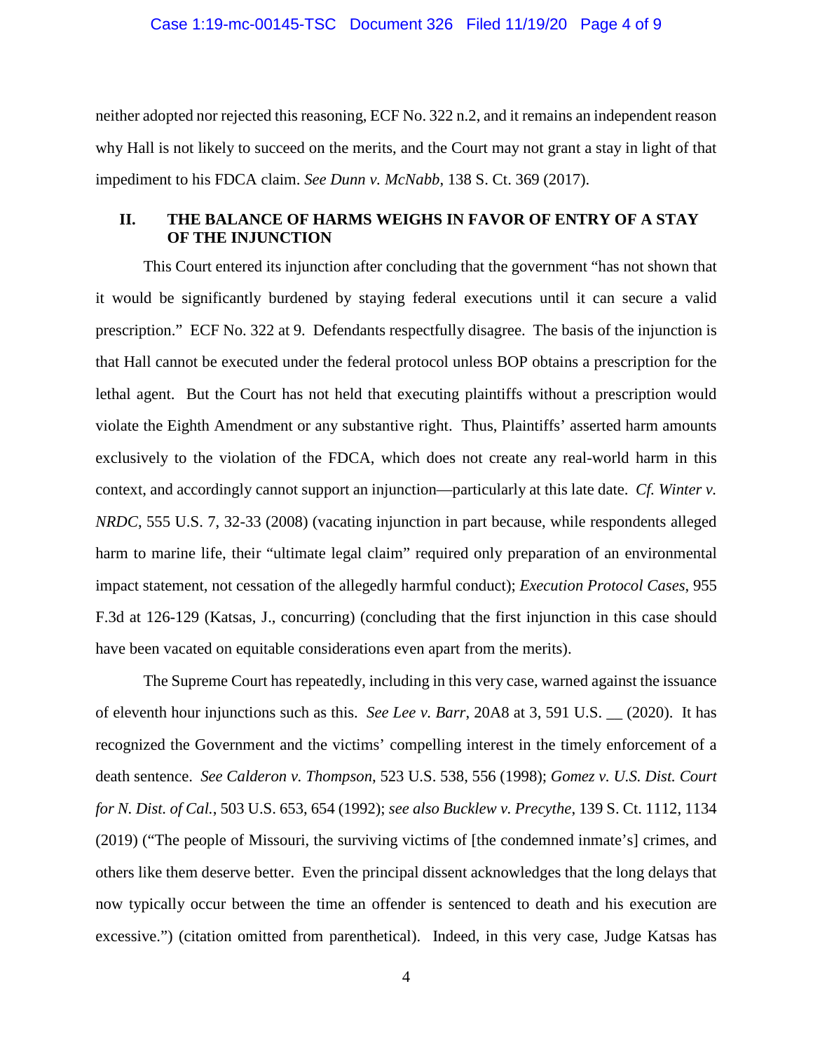neither adopted nor rejected this reasoning, ECF No. 322 n.2, and it remains an independent reason why Hall is not likely to succeed on the merits, and the Court may not grant a stay in light of that impediment to his FDCA claim. *See Dunn v. McNabb*, 138 S. Ct. 369 (2017).

## II. THE BALANCE OF HARMS WEIGHS IN FAVOR OF ENTRY OF A STAY OF THE INJUNCTION

This Court entered its injunction after concluding that the government "has not shown that it would be significantly burdened by staying federal executions until it can secure a valid prescription." ECF No. 322 at 9. Defendants respectfully disagree. The basis of the injunction is that Hall cannot be executed under the federal protocol unless BOP obtains a prescription for the lethal agent. But the Court has not held that executing plaintiffs without a prescription would violate the Eighth Amendment or any substantive right. Thus, Plaintiffs' asserted harm amounts exclusively to the violation of the FDCA, which does not create any real-world harm in this context, and accordingly cannot support an injunction—particularly at this late date. *Cf. Winter v. NRDC*, 555 U.S. 7, 32-33 (2008) (vacating injunction in part because, while respondents alleged harm to marine life, their "ultimate legal claim" required only preparation of an environmental impact statement, not cessation of the allegedly harmful conduct); *Execution Protocol Cases*, 955 F.3d at 126-129 (Katsas, J., concurring) (concluding that the first injunction in this case should have been vacated on equitable considerations even apart from the merits).

The Supreme Court has repeatedly, including in this very case, warned against the issuance of eleventh hour injunctions such as this. *See Lee v. Barr*, 20A8 at 3, 591 U.S. __ (2020). It has recognized the Government and the victims' compelling interest in the timely enforcement of a death sentence. *See Calderon v. Thompson*, 523 U.S. 538, 556 (1998); *Gomez v. U.S. Dist. Court for N. Dist. of Cal.*, 503 U.S. 653, 654 (1992); *see also Bucklew v. Precythe*, 139 S. Ct. 1112, 1134 (2019) ("The people of Missouri, the surviving victims of [the condemned inmate's] crimes, and others like them deserve better. Even the principal dissent acknowledges that the long delays that now typically occur between the time an offender is sentenced to death and his execution are excessive.") (citation omitted from parenthetical). Indeed, in this very case, Judge Katsas has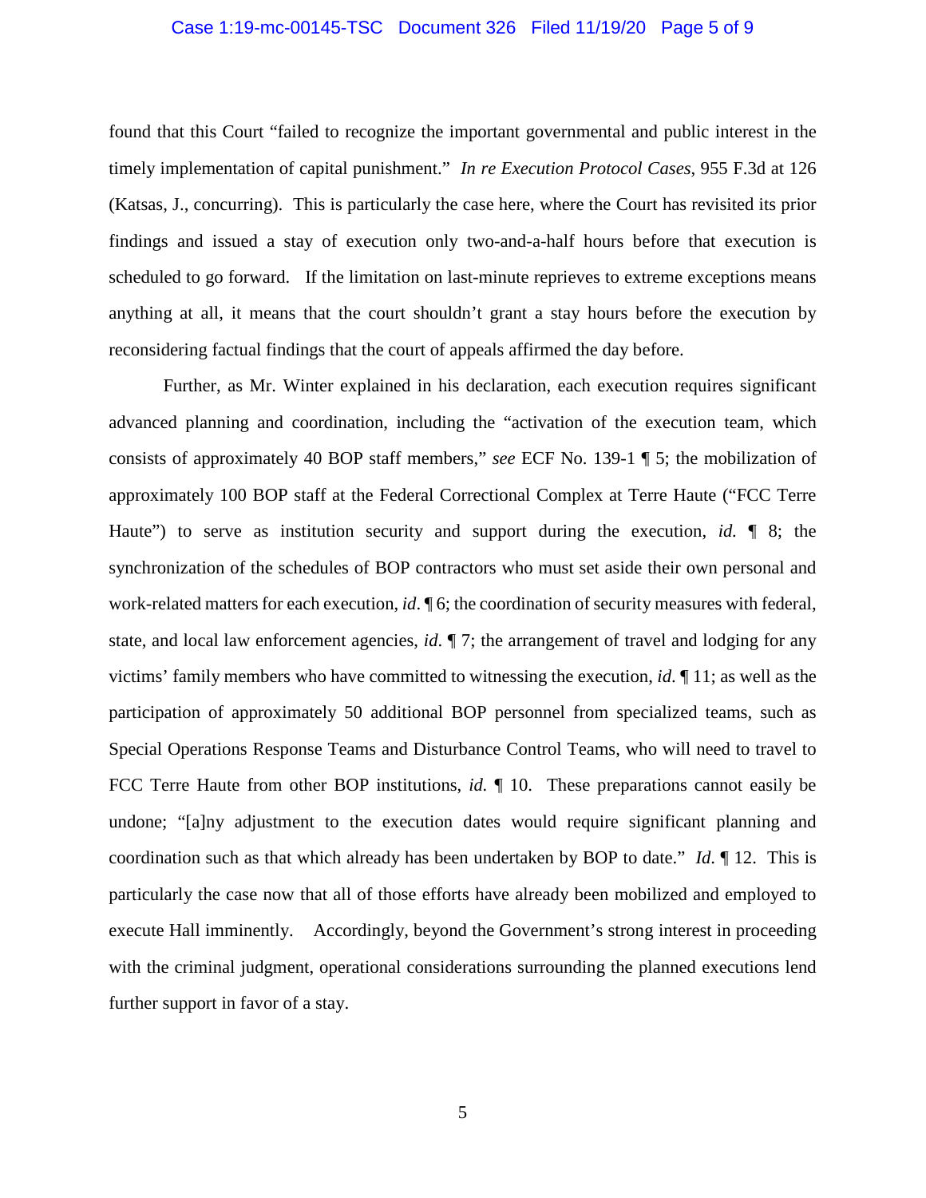found that this Court "failed to recognize the important governmental and public interest in the timely implementation of capital punishment." *In re Execution Protocol Cases*, 955 F.3d at 126 (Katsas, J., concurring). This is particularly the case here, where the Court has revisited its prior findings and issued a stay of execution only two-and-a-half hours before that execution is scheduled to go forward. If the limitation on last-minute reprieves to extreme exceptions means anything at all, it means that the court shouldn't grant a stay hours before the execution by reconsidering factual findings that the court of appeals affirmed the day before.

Further, as Mr. Winter explained in his declaration, each execution requires significant advanced planning and coordination, including the "activation of the execution team, which consists of approximately 40 BOP staff members," *see* ECF No. 139-1 ¶ 5; the mobilization of approximately 100 BOP staff at the Federal Correctional Complex at Terre Haute ("FCC Terre Haute") to serve as institution security and support during the execution, *id.* ¶ 8; the synchronization of the schedules of BOP contractors who must set aside their own personal and work-related matters for each execution, *id*. ¶ 6; the coordination of security measures with federal, state, and local law enforcement agencies, *id*. ¶ 7; the arrangement of travel and lodging for any victims' family members who have committed to witnessing the execution, *id*. ¶ 11; as well as the participation of approximately 50 additional BOP personnel from specialized teams, such as Special Operations Response Teams and Disturbance Control Teams, who will need to travel to FCC Terre Haute from other BOP institutions, *id.* ¶ 10. These preparations cannot easily be undone; "[a]ny adjustment to the execution dates would require significant planning and coordination such as that which already has been undertaken by BOP to date." *Id.* ¶ 12. This is particularly the case now that all of those efforts have already been mobilized and employed to execute Hall imminently. Accordingly, beyond the Government's strong interest in proceeding with the criminal judgment, operational considerations surrounding the planned executions lend further support in favor of a stay.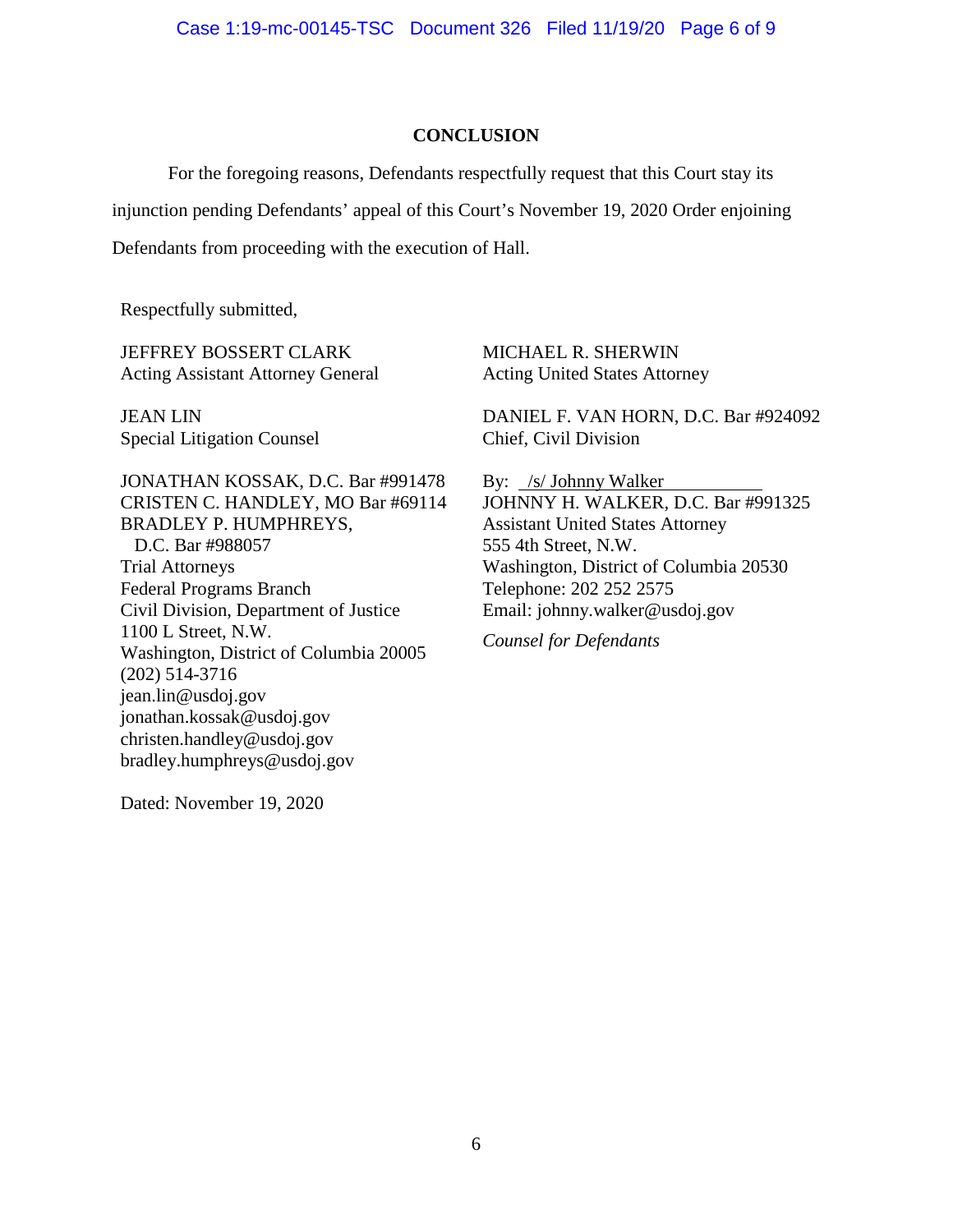## CONCLUSION

For the foregoing reasons, Defendants respectfully request that this Court stay its injunction pending Defendants' appeal of this Court's November 19, 2020 Order enjoining Defendants from proceeding with the execution of Hall.

Respectfully submitted,

JEFFREY BOSSERT CLARK
Acting Assistant Attorney General

JEAN LIN
Special Litigation Counsel

JONATHAN KOSSAK, D.C. Bar #991478
CRISTEN C. HANDLEY, MO Bar #69114
BRADLEY P. HUMPHREYS,
D.C. Bar #988057
Trial Attorneys
Federal Programs Branch
Civil Division, Department of Justice
1100 L Street, N.W.
Washington, District of Columbia 20005
(202) 514-3716
jean.lin@usdoj.gov
jonathan.kossak@usdoj.gov
christen.handley@usdoj.gov
bradley.humphreys@usdoj.gov

MICHAEL R. SHERWIN
Acting United States Attorney

DANIEL F. VAN HORN, D.C. Bar #924092
Chief, Civil Division

By: /s/ Johnny Walker
JOHNNY H. WALKER, D.C. Bar #991325
Assistant United States Attorney
555 4th Street, N.W.
Washington, District of Columbia 20530
Telephone: 202 252 2575
Email: johnny.walker@usdoj.gov

*Counsel for Defendants*

Dated: November 19, 2020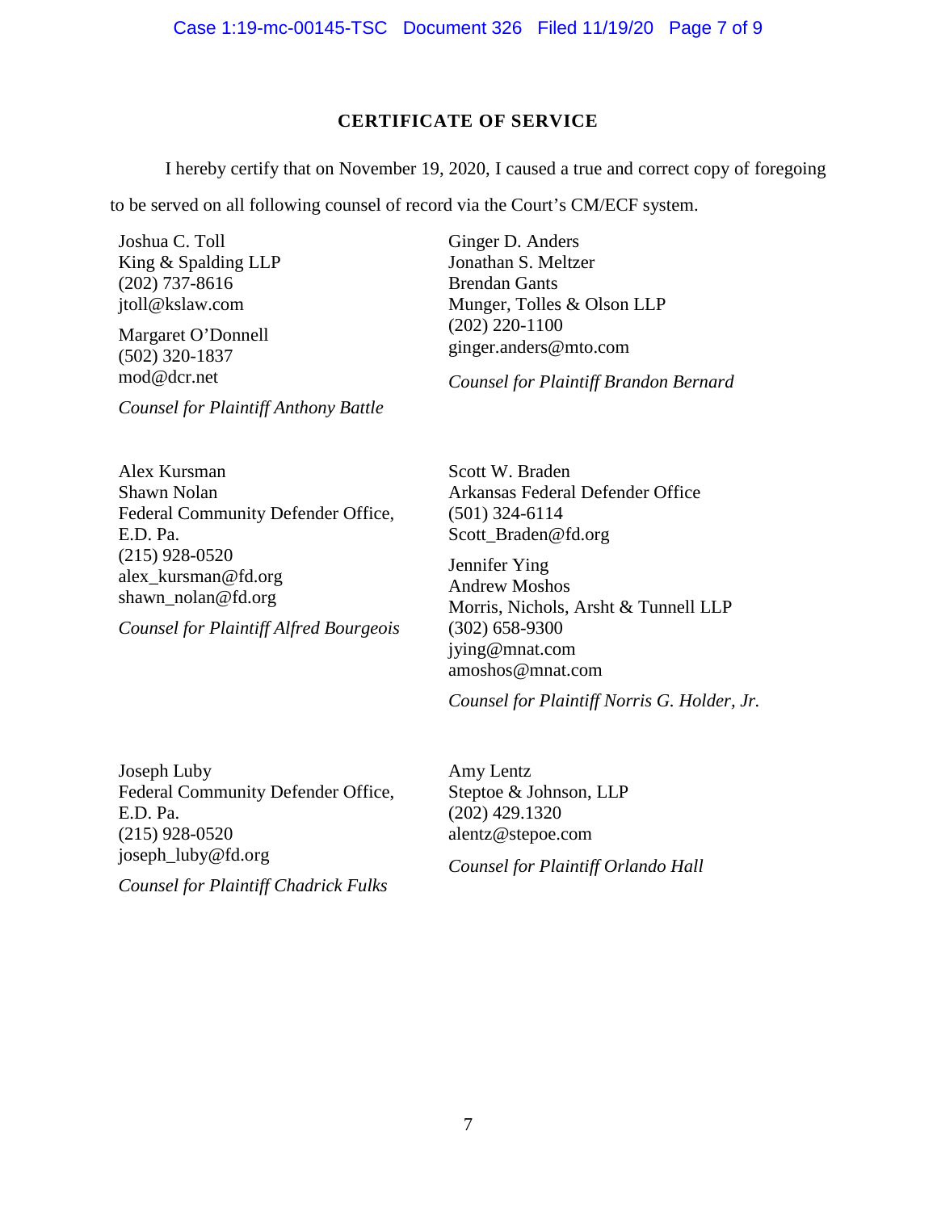## CERTIFICATE OF SERVICE

I hereby certify that on November 19, 2020, I caused a true and correct copy of foregoing to be served on all following counsel of record via the Court's CM/ECF system.

Joshua C. Toll
King & Spalding LLP
(202) 737-8616
jtoll@kslaw.com

Margaret O'Donnell
(502) 320-1837
mod@dcr.net

*Counsel for Plaintiff Anthony Battle*

Ginger D. Anders
Jonathan S. Meltzer
Brendan Gants
Munger, Tolles & Olson LLP
(202) 220-1100
ginger.anders@mto.com

*Counsel for Plaintiff Brandon Bernard*

Alex Kursman
Shawn Nolan
Federal Community Defender Office, E.D. Pa.
(215) 928-0520
alex_kursman@fd.org
shawn_nolan@fd.org

*Counsel for Plaintiff Alfred Bourgeois*

Scott W. Braden
Arkansas Federal Defender Office
(501) 324-6114
Scott_Braden@fd.org

Jennifer Ying
Andrew Moshos
Morris, Nichols, Arsht & Tunnell LLP
(302) 658-9300
jying@mnat.com
amoshos@mnat.com

*Counsel for Plaintiff Norris G. Holder, Jr.*

Joseph Luby
Federal Community Defender Office, E.D. Pa.
(215) 928-0520
joseph_luby@fd.org

*Counsel for Plaintiff Chadrick Fulks*

Amy Lentz
Steptoe & Johnson, LLP
(202) 429.1320
alentz@stepoe.com

*Counsel for Plaintiff Orlando Hall*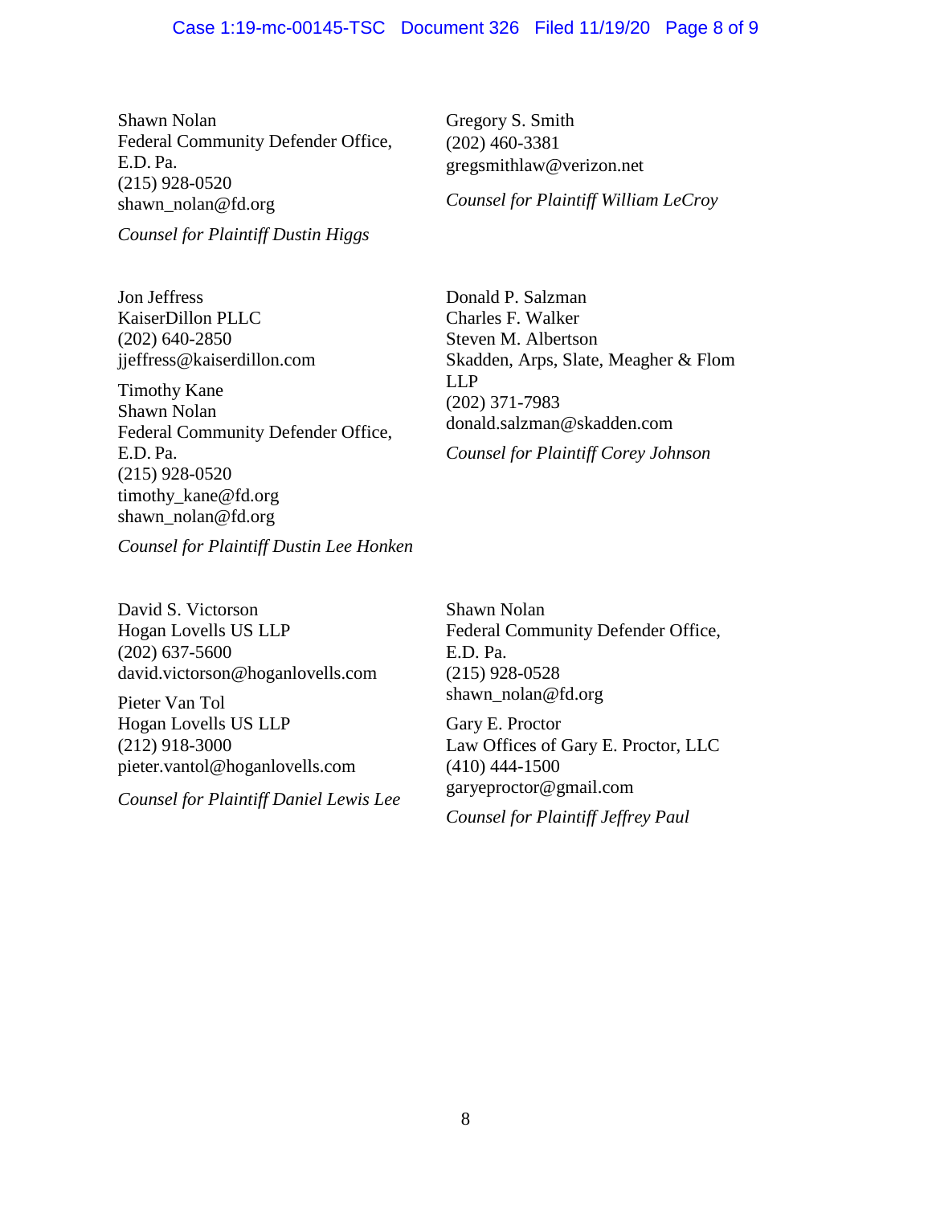Shawn Nolan
Federal Community Defender Office, E.D. Pa.
(215) 928-0520
shawn_nolan@fd.org

*Counsel for Plaintiff Dustin Higgs*

Gregory S. Smith
(202) 460-3381
gregsmithlaw@verizon.net

*Counsel for Plaintiff William LeCroy*

Jon Jeffress
KaiserDillon PLLC
(202) 640-2850
jjeffress@kaiserdillon.com

Timothy Kane
Shawn Nolan
Federal Community Defender Office, E.D. Pa.
(215) 928-0520
timothy_kane@fd.org
shawn_nolan@fd.org

*Counsel for Plaintiff Dustin Lee Honken*

Donald P. Salzman
Charles F. Walker
Steven M. Albertson
Skadden, Arps, Slate, Meagher & Flom LLP
(202) 371-7983
donald.salzman@skadden.com

*Counsel for Plaintiff Corey Johnson*

David S. Victorson
Hogan Lovells US LLP
(202) 637-5600
david.victorson@hoganlovells.com

Pieter Van Tol
Hogan Lovells US LLP
(212) 918-3000
pieter.vantol@hoganlovells.com

*Counsel for Plaintiff Daniel Lewis Lee*

Shawn Nolan
Federal Community Defender Office, E.D. Pa.
(215) 928-0528
shawn_nolan@fd.org

Gary E. Proctor
Law Offices of Gary E. Proctor, LLC
(410) 444-1500
garyeproctor@gmail.com

*Counsel for Plaintiff Jeffrey Paul*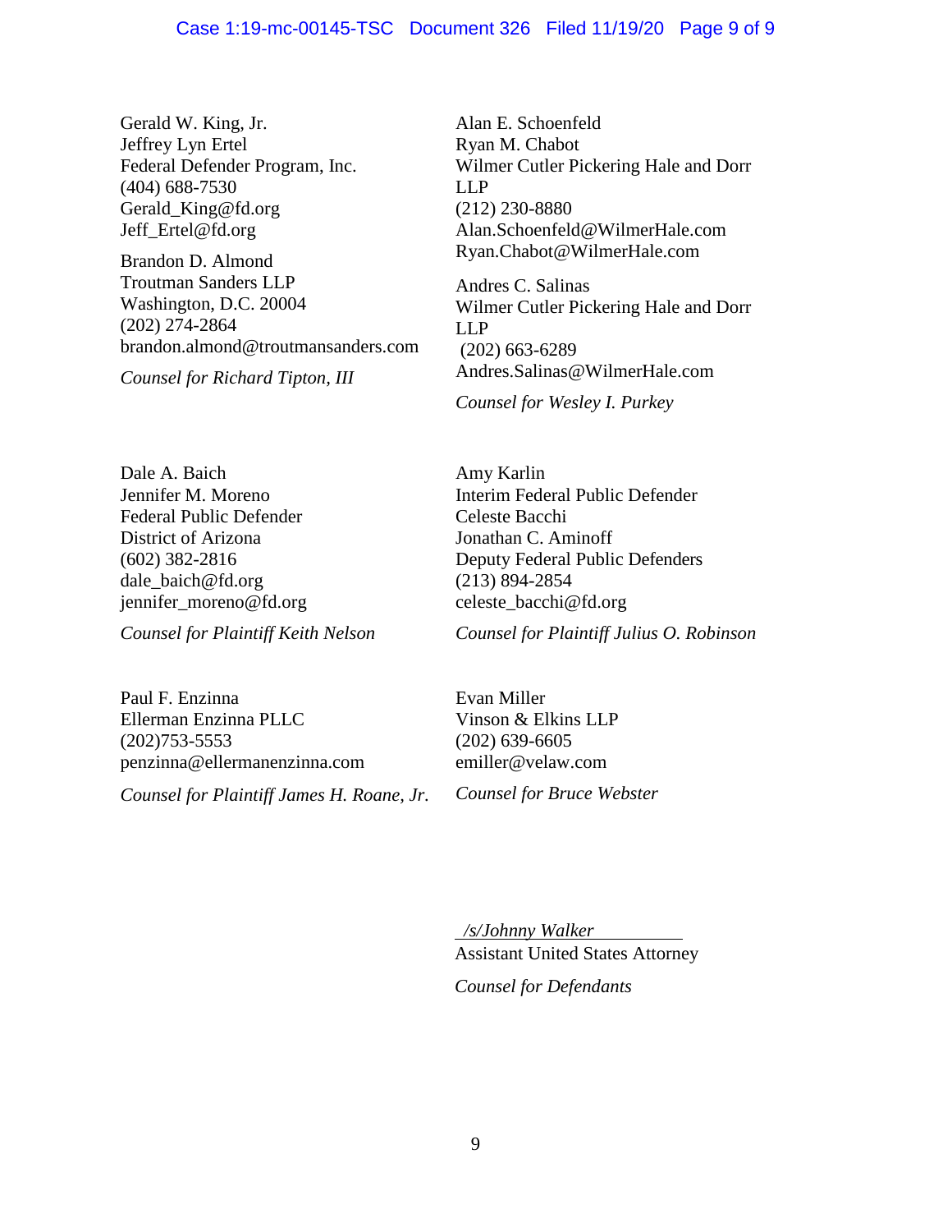Gerald W. King, Jr.
Jeffrey Lyn Ertel
Federal Defender Program, Inc.
(404) 688-7530
Gerald_King@fd.org
Jeff_Ertel@fd.org

Brandon D. Almond
Troutman Sanders LLP
Washington, D.C. 20004
(202) 274-2864
brandon.almond@troutmansanders.com

*Counsel for Richard Tipton, III*

Alan E. Schoenfeld
Ryan M. Chabot
Wilmer Cutler Pickering Hale and Dorr LLP
(212) 230-8880
Alan.Schoenfeld@WilmerHale.com
Ryan.Chabot@WilmerHale.com

Andres C. Salinas
Wilmer Cutler Pickering Hale and Dorr LLP
(202) 663-6289
Andres.Salinas@WilmerHale.com

*Counsel for Wesley I. Purkey*

Dale A. Baich
Jennifer M. Moreno
Federal Public Defender
District of Arizona
(602) 382-2816
dale_baich@fd.org
jennifer_moreno@fd.org

*Counsel for Plaintiff Keith Nelson*

Amy Karlin
Interim Federal Public Defender
Celeste Bacchi
Jonathan C. Aminoff
Deputy Federal Public Defenders
(213) 894-2854
celeste_bacchi@fd.org

*Counsel for Plaintiff Julius O. Robinson*

Paul F. Enzinna
Ellerman Enzinna PLLC
(202)753-5553
penzinna@ellermanenzinna.com

*Counsel for Plaintiff James H. Roane, Jr.*

Evan Miller
Vinson & Elkins LLP
(202) 639-6605
emiller@velaw.com

*Counsel for Bruce Webster*

*/s/Johnny Walker*
Assistant United States Attorney

*Counsel for Defendants*